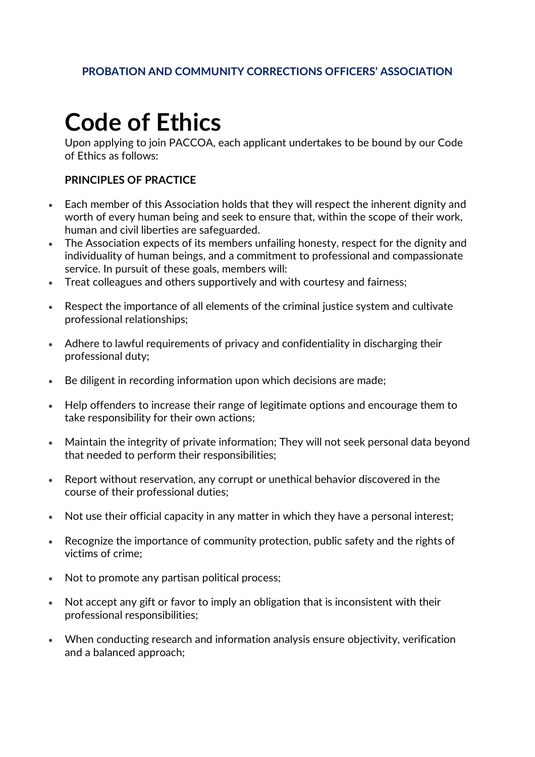**PROBATION AND COMMUNITY CORRECTIONS OFFICERS' ASSOCIATION**

# Code of Ethics

Upon applying to join PACCOA, each applicant undertakes to be bound by our Code of Ethics as follows:

**PRINCIPLES OF PRACTICE**

- Each member of this Association holds that they will respect the inherent dignity and worth of every human being and seek to ensure that, within the scope of their work, human and civil liberties are safeguarded.
- The Association expects of its members unfailing honesty, respect for the dignity and individuality of human beings, and a commitment to professional and compassionate service. In pursuit of these goals, members will:
- Treat colleagues and others supportively and with courtesy and fairness;
- Respect the importance of all elements of the criminal justice system and cultivate professional relationships;
- Adhere to lawful requirements of privacy and confidentiality in discharging their professional duty;
- Be diligent in recording information upon which decisions are made;
- Help offenders to increase their range of legitimate options and encourage them to take responsibility for their own actions;
- Maintain the integrity of private information; They will not seek personal data beyond that needed to perform their responsibilities;
- Report without reservation, any corrupt or unethical behavior discovered in the course of their professional duties;
- Not use their official capacity in any matter in which they have a personal interest;
- Recognize the importance of community protection, public safety and the rights of victims of crime;
- Not to promote any partisan political process;
- Not accept any gift or favor to imply an obligation that is inconsistent with their professional responsibilities;
- When conducting research and information analysis ensure objectivity, verification and a balanced approach;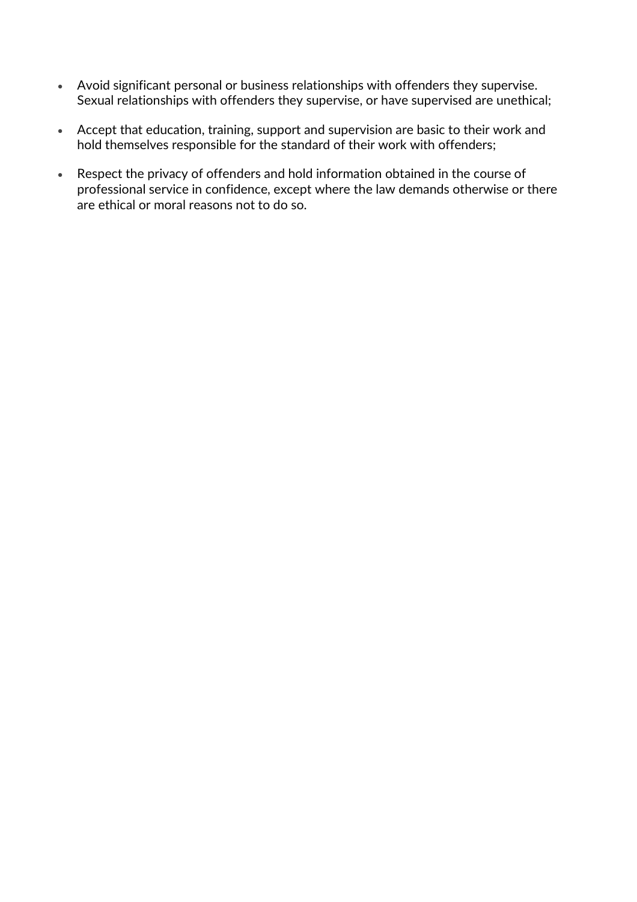- Avoid significant personal or business relationships with offenders they supervise. Sexual relationships with offenders they supervise, or have supervised are unethical;

- Accept that education, training, support and supervision are basic to their work and hold themselves responsible for the standard of their work with offenders;

- Respect the privacy of offenders and hold information obtained in the course of professional service in confidence, except where the law demands otherwise or there are ethical or moral reasons not to do so.